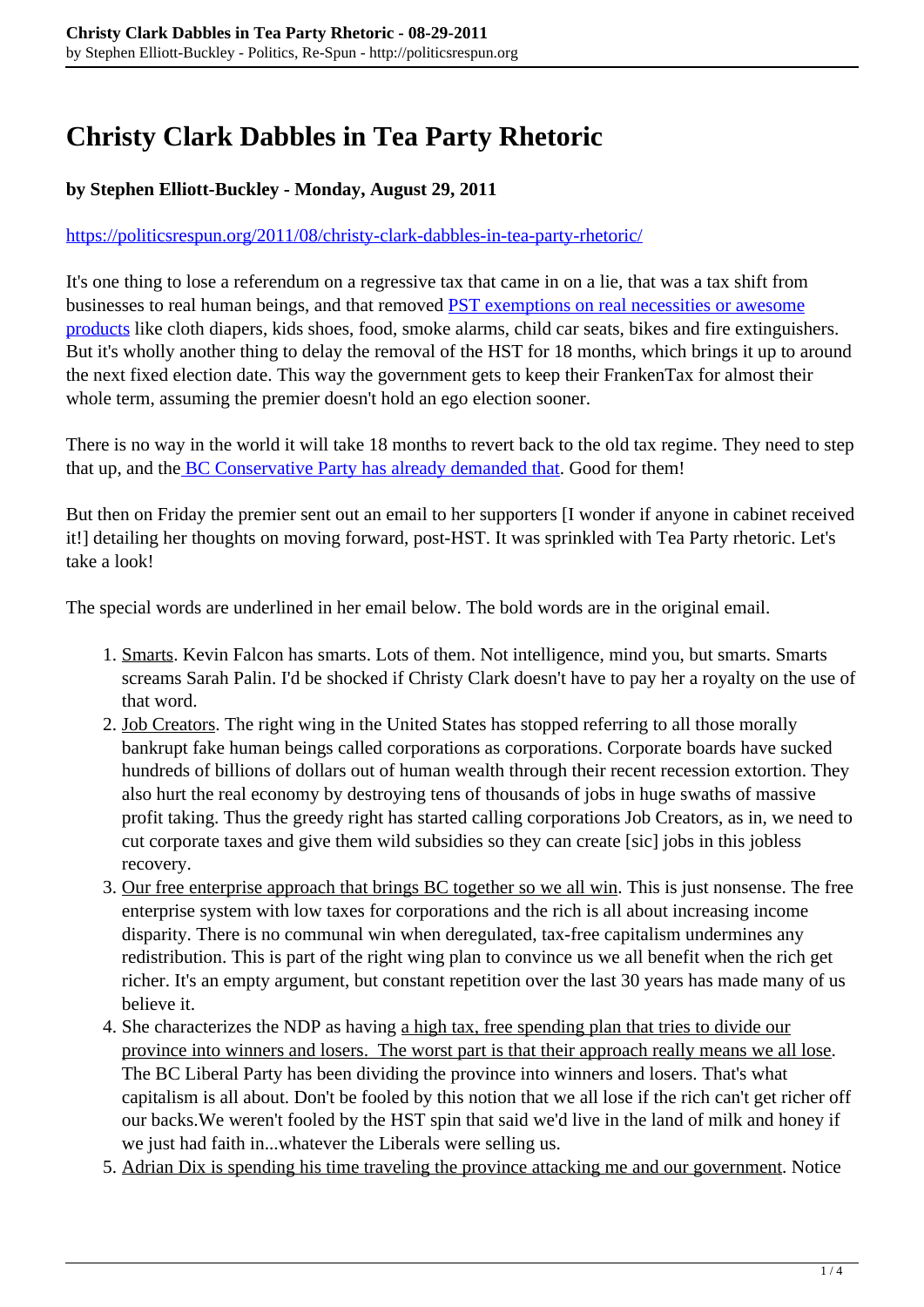# Christy Clark Dabbles in Tea Party Rhetoric

**by Stephen Elliott-Buckley - Monday, August 29, 2011**

https://politicsrespun.org/2011/08/christy-clark-dabbles-in-tea-party-rhetoric/

It's one thing to lose a referendum on a regressive tax that came in on a lie, that was a tax shift from businesses to real human beings, and that removed PST exemptions on real necessities or awesome products like cloth diapers, kids shoes, food, smoke alarms, child car seats, bikes and fire extinguishers. But it's wholly another thing to delay the removal of the HST for 18 months, which brings it up to around the next fixed election date. This way the government gets to keep their FrankenTax for almost their whole term, assuming the premier doesn't hold an ego election sooner.

There is no way in the world it will take 18 months to revert back to the old tax regime. They need to step that up, and the BC Conservative Party has already demanded that. Good for them!

But then on Friday the premier sent out an email to her supporters [I wonder if anyone in cabinet received it!] detailing her thoughts on moving forward, post-HST. It was sprinkled with Tea Party rhetoric. Let's take a look!

The special words are underlined in her email below. The bold words are in the original email.

1. Smarts. Kevin Falcon has smarts. Lots of them. Not intelligence, mind you, but smarts. Smarts screams Sarah Palin. I'd be shocked if Christy Clark doesn't have to pay her a royalty on the use of that word.
2. Job Creators. The right wing in the United States has stopped referring to all those morally bankrupt fake human beings called corporations as corporations. Corporate boards have sucked hundreds of billions of dollars out of human wealth through their recent recession extortion. They also hurt the real economy by destroying tens of thousands of jobs in huge swaths of massive profit taking. Thus the greedy right has started calling corporations Job Creators, as in, we need to cut corporate taxes and give them wild subsidies so they can create [sic] jobs in this jobless recovery.
3. Our free enterprise approach that brings BC together so we all win. This is just nonsense. The free enterprise system with low taxes for corporations and the rich is all about increasing income disparity. There is no communal win when deregulated, tax-free capitalism undermines any redistribution. This is part of the right wing plan to convince us we all benefit when the rich get richer. It's an empty argument, but constant repetition over the last 30 years has made many of us believe it.
4. She characterizes the NDP as having a high tax, free spending plan that tries to divide our province into winners and losers. The worst part is that their approach really means we all lose. The BC Liberal Party has been dividing the province into winners and losers. That's what capitalism is all about. Don't be fooled by this notion that we all lose if the rich can't get richer off our backs.We weren't fooled by the HST spin that said we'd live in the land of milk and honey if we just had faith in...whatever the Liberals were selling us.
5. Adrian Dix is spending his time traveling the province attacking me and our government. Notice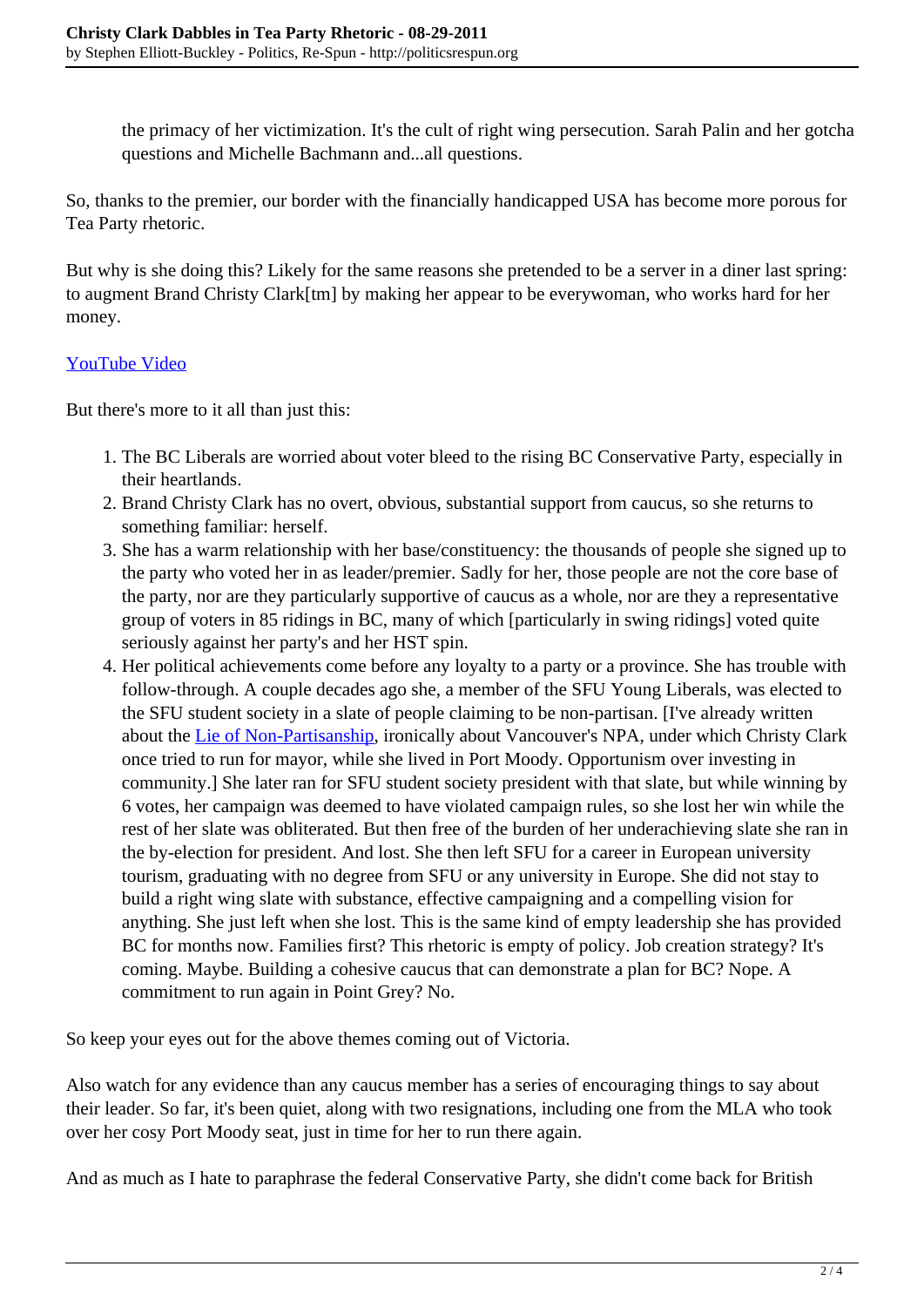the primacy of her victimization. It's the cult of right wing persecution. Sarah Palin and her gotcha questions and Michelle Bachmann and...all questions.

So, thanks to the premier, our border with the financially handicapped USA has become more porous for Tea Party rhetoric.

But why is she doing this? Likely for the same reasons she pretended to be a server in a diner last spring: to augment Brand Christy Clark[tm] by making her appear to be everywoman, who works hard for her money.

[YouTube Video]

But there's more to it all than just this:

1. The BC Liberals are worried about voter bleed to the rising BC Conservative Party, especially in their heartlands.
2. Brand Christy Clark has no overt, obvious, substantial support from caucus, so she returns to something familiar: herself.
3. She has a warm relationship with her base/constituency: the thousands of people she signed up to the party who voted her in as leader/premier. Sadly for her, those people are not the core base of the party, nor are they particularly supportive of caucus as a whole, nor are they a representative group of voters in 85 ridings in BC, many of which [particularly in swing ridings] voted quite seriously against her party's and her HST spin.
4. Her political achievements come before any loyalty to a party or a province. She has trouble with follow-through. A couple decades ago she, a member of the SFU Young Liberals, was elected to the SFU student society in a slate of people claiming to be non-partisan. [I've already written about the [Lie of Non-Partisanship], ironically about Vancouver's NPA, under which Christy Clark once tried to run for mayor, while she lived in Port Moody. Opportunism over investing in community.] She later ran for SFU student society president with that slate, but while winning by 6 votes, her campaign was deemed to have violated campaign rules, so she lost her win while the rest of her slate was obliterated. But then free of the burden of her underachieving slate she ran in the by-election for president. And lost. She then left SFU for a career in European university tourism, graduating with no degree from SFU or any university in Europe. She did not stay to build a right wing slate with substance, effective campaigning and a compelling vision for anything. She just left when she lost. This is the same kind of empty leadership she has provided BC for months now. Families first? This rhetoric is empty of policy. Job creation strategy? It's coming. Maybe. Building a cohesive caucus that can demonstrate a plan for BC? Nope. A commitment to run again in Point Grey? No.

So keep your eyes out for the above themes coming out of Victoria.

Also watch for any evidence than any caucus member has a series of encouraging things to say about their leader. So far, it's been quiet, along with two resignations, including one from the MLA who took over her cosy Port Moody seat, just in time for her to run there again.

And as much as I hate to paraphrase the federal Conservative Party, she didn't come back for British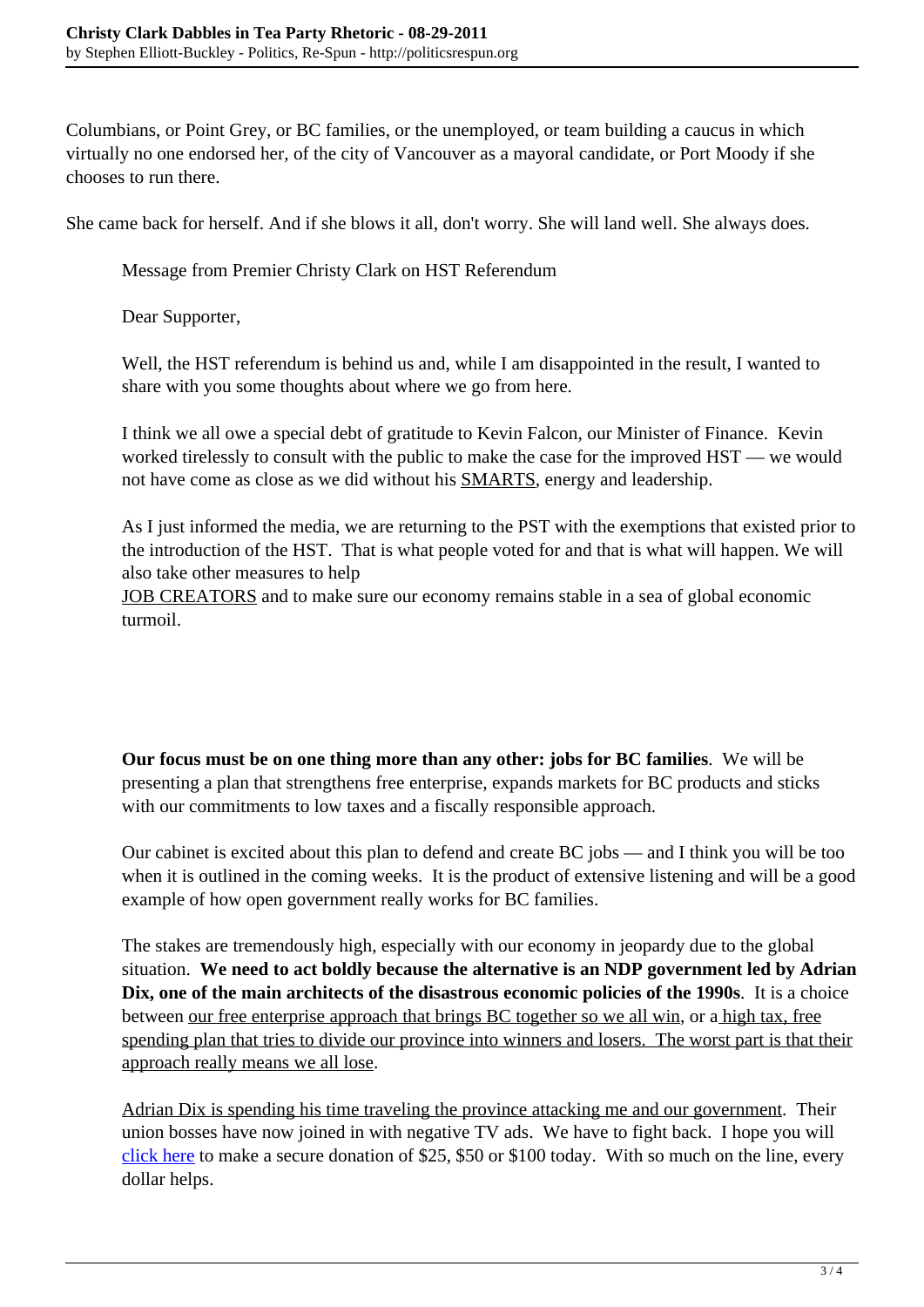Columbians, or Point Grey, or BC families, or the unemployed, or team building a caucus in which virtually no one endorsed her, of the city of Vancouver as a mayoral candidate, or Port Moody if she chooses to run there.

She came back for herself. And if she blows it all, don't worry. She will land well. She always does.

> Message from Premier Christy Clark on HST Referendum
>
> Dear Supporter,
>
> Well, the HST referendum is behind us and, while I am disappointed in the result, I wanted to share with you some thoughts about where we go from here.
>
> I think we all owe a special debt of gratitude to Kevin Falcon, our Minister of Finance. Kevin worked tirelessly to consult with the public to make the case for the improved HST — we would not have come as close as we did without his SMARTS, energy and leadership.
>
> As I just informed the media, we are returning to the PST with the exemptions that existed prior to the introduction of the HST. That is what people voted for and that is what will happen. We will also take other measures to help
> JOB CREATORS and to make sure our economy remains stable in a sea of global economic turmoil.
>
> **Our focus must be on one thing more than any other: jobs for BC families**. We will be presenting a plan that strengthens free enterprise, expands markets for BC products and sticks with our commitments to low taxes and a fiscally responsible approach.
>
> Our cabinet is excited about this plan to defend and create BC jobs — and I think you will be too when it is outlined in the coming weeks. It is the product of extensive listening and will be a good example of how open government really works for BC families.
>
> The stakes are tremendously high, especially with our economy in jeopardy due to the global situation. **We need to act boldly because the alternative is an NDP government led by Adrian Dix, one of the main architects of the disastrous economic policies of the 1990s**. It is a choice between our free enterprise approach that brings BC together so we all win, or a high tax, free spending plan that tries to divide our province into winners and losers. The worst part is that their approach really means we all lose.
>
> Adrian Dix is spending his time traveling the province attacking me and our government. Their union bosses have now joined in with negative TV ads. We have to fight back. I hope you will click here to make a secure donation of $25, $50 or $100 today. With so much on the line, every dollar helps.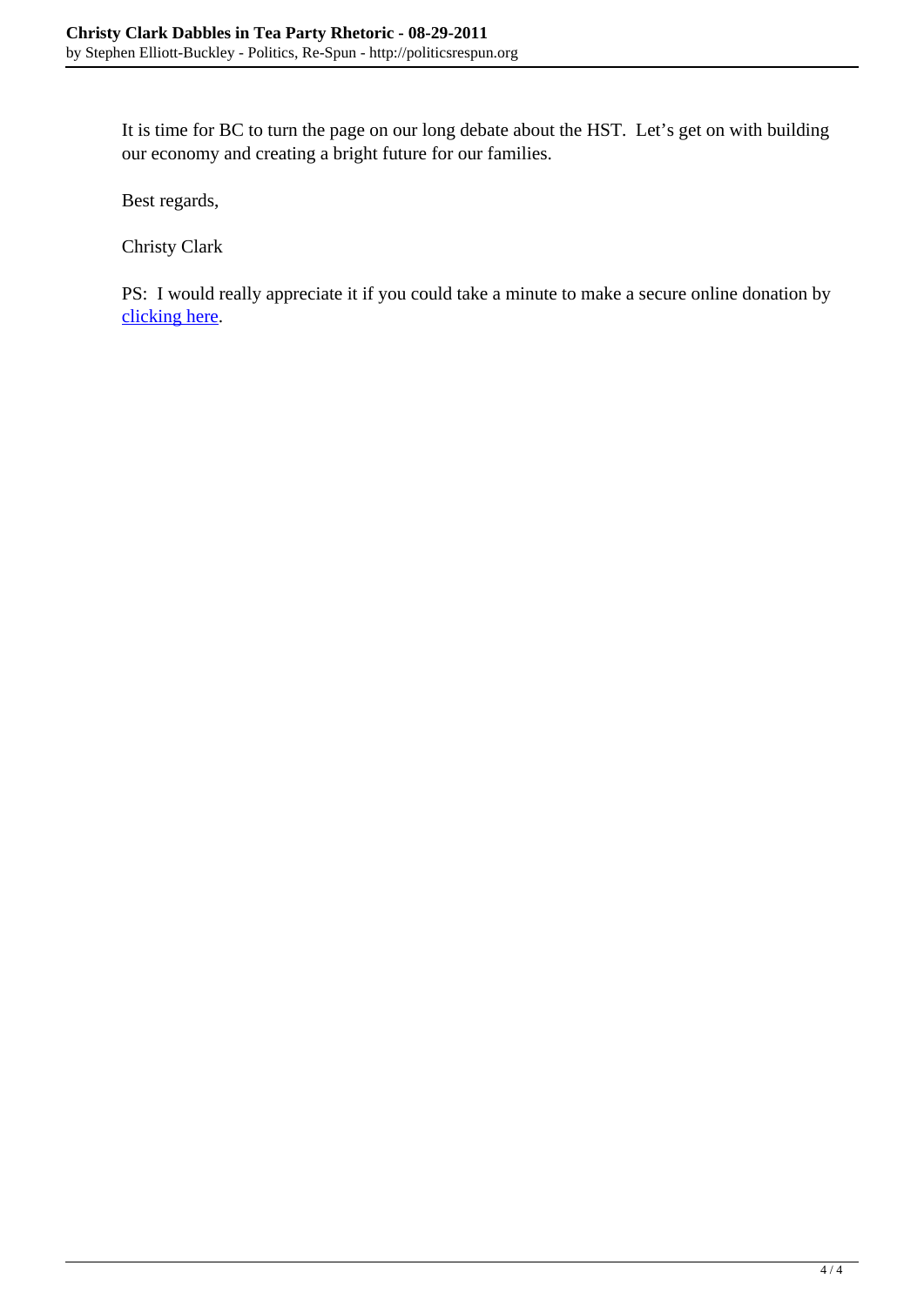It is time for BC to turn the page on our long debate about the HST.  Let's get on with building our economy and creating a bright future for our families.

Best regards,

Christy Clark

PS:  I would really appreciate it if you could take a minute to make a secure online donation by clicking here.